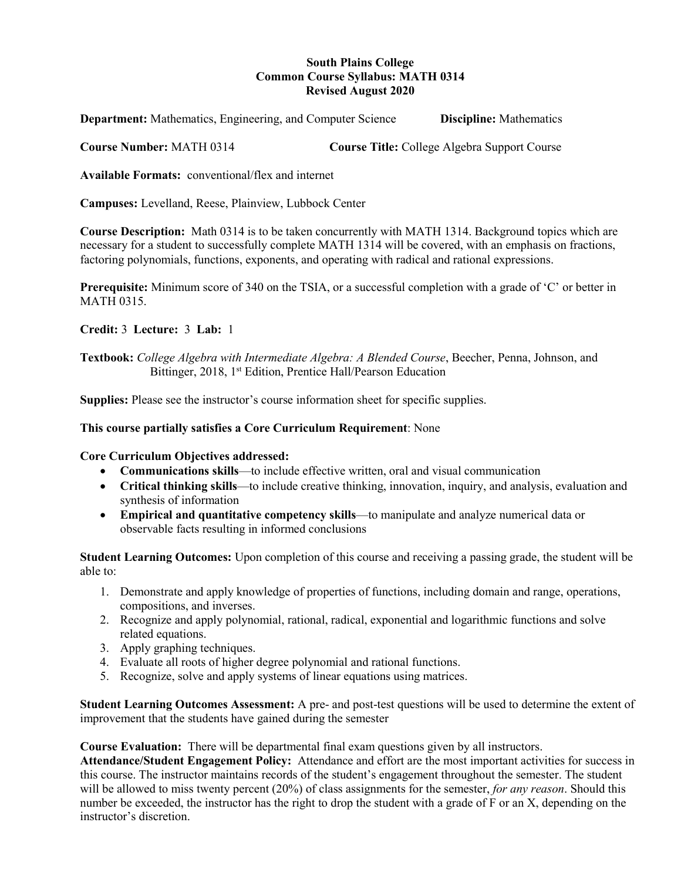**South Plains College**
**Common Course Syllabus: MATH 0314**
**Revised August 2020**

**Department:** Mathematics, Engineering, and Computer Science **Discipline:** Mathematics

**Course Number:** MATH 0314 **Course Title:** College Algebra Support Course

**Available Formats:** conventional/flex and internet

**Campuses:** Levelland, Reese, Plainview, Lubbock Center

**Course Description:** Math 0314 is to be taken concurrently with MATH 1314. Background topics which are necessary for a student to successfully complete MATH 1314 will be covered, with an emphasis on fractions, factoring polynomials, functions, exponents, and operating with radical and rational expressions.

**Prerequisite:** Minimum score of 340 on the TSIA, or a successful completion with a grade of 'C' or better in MATH 0315.

**Credit:** 3 **Lecture:** 3 **Lab:** 1

**Textbook:** *College Algebra with Intermediate Algebra: A Blended Course*, Beecher, Penna, Johnson, and Bittinger, 2018, 1st Edition, Prentice Hall/Pearson Education

**Supplies:** Please see the instructor's course information sheet for specific supplies.

**This course partially satisfies a Core Curriculum Requirement**: None

**Core Curriculum Objectives addressed:**

- **Communications skills**—to include effective written, oral and visual communication
- **Critical thinking skills**—to include creative thinking, innovation, inquiry, and analysis, evaluation and synthesis of information
- **Empirical and quantitative competency skills**—to manipulate and analyze numerical data or observable facts resulting in informed conclusions

**Student Learning Outcomes:** Upon completion of this course and receiving a passing grade, the student will be able to:

1. Demonstrate and apply knowledge of properties of functions, including domain and range, operations, compositions, and inverses.
2. Recognize and apply polynomial, rational, radical, exponential and logarithmic functions and solve related equations.
3. Apply graphing techniques.
4. Evaluate all roots of higher degree polynomial and rational functions.
5. Recognize, solve and apply systems of linear equations using matrices.

**Student Learning Outcomes Assessment:** A pre- and post-test questions will be used to determine the extent of improvement that the students have gained during the semester

**Course Evaluation:** There will be departmental final exam questions given by all instructors.

**Attendance/Student Engagement Policy:** Attendance and effort are the most important activities for success in this course. The instructor maintains records of the student's engagement throughout the semester. The student will be allowed to miss twenty percent (20%) of class assignments for the semester, *for any reason*. Should this number be exceeded, the instructor has the right to drop the student with a grade of F or an X, depending on the instructor's discretion.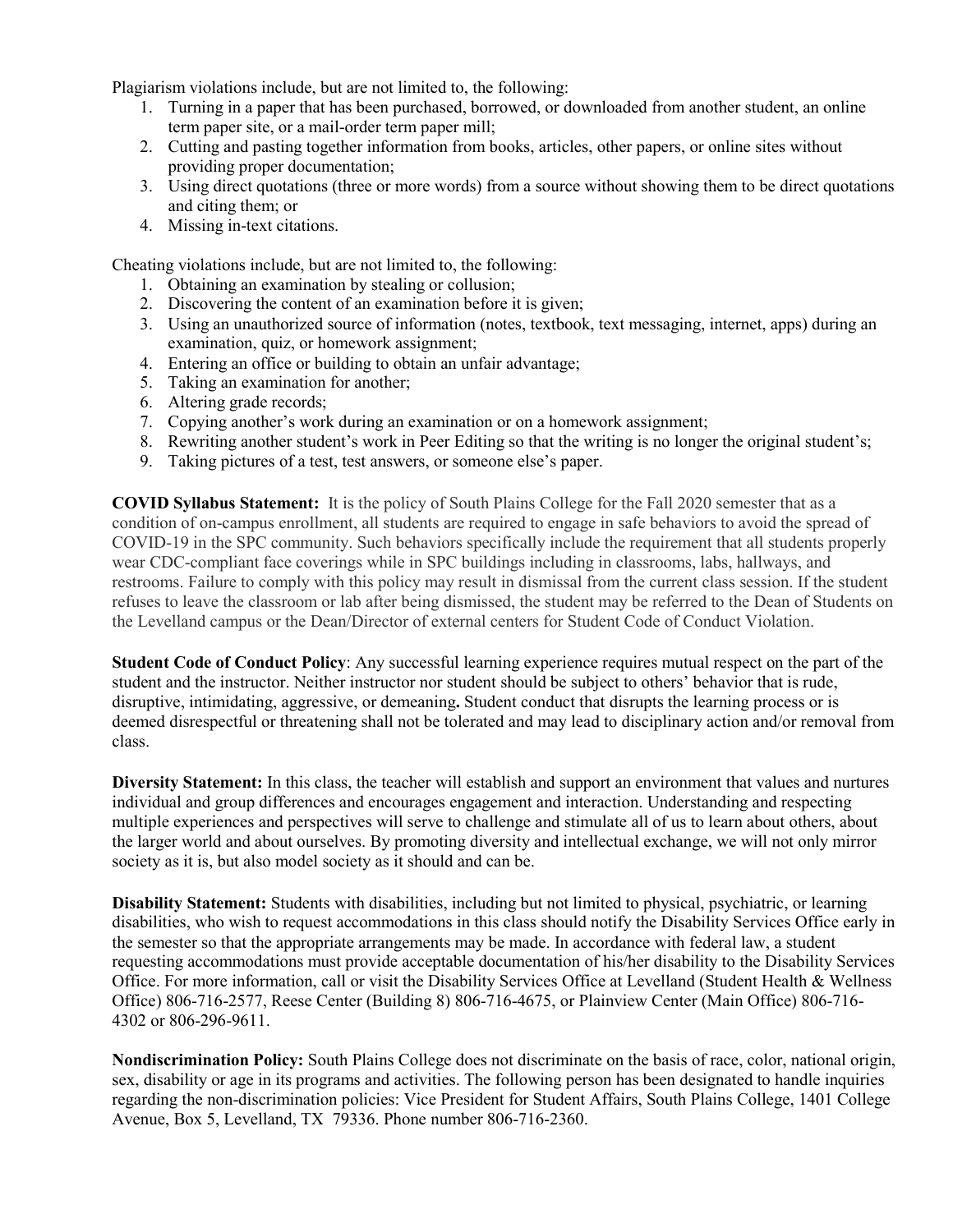Plagiarism violations include, but are not limited to, the following:

1. Turning in a paper that has been purchased, borrowed, or downloaded from another student, an online term paper site, or a mail-order term paper mill;
2. Cutting and pasting together information from books, articles, other papers, or online sites without providing proper documentation;
3. Using direct quotations (three or more words) from a source without showing them to be direct quotations and citing them; or
4. Missing in-text citations.

Cheating violations include, but are not limited to, the following:

1. Obtaining an examination by stealing or collusion;
2. Discovering the content of an examination before it is given;
3. Using an unauthorized source of information (notes, textbook, text messaging, internet, apps) during an examination, quiz, or homework assignment;
4. Entering an office or building to obtain an unfair advantage;
5. Taking an examination for another;
6. Altering grade records;
7. Copying another's work during an examination or on a homework assignment;
8. Rewriting another student's work in Peer Editing so that the writing is no longer the original student's;
9. Taking pictures of a test, test answers, or someone else's paper.

**COVID Syllabus Statement:** It is the policy of South Plains College for the Fall 2020 semester that as a condition of on-campus enrollment, all students are required to engage in safe behaviors to avoid the spread of COVID-19 in the SPC community. Such behaviors specifically include the requirement that all students properly wear CDC-compliant face coverings while in SPC buildings including in classrooms, labs, hallways, and restrooms. Failure to comply with this policy may result in dismissal from the current class session. If the student refuses to leave the classroom or lab after being dismissed, the student may be referred to the Dean of Students on the Levelland campus or the Dean/Director of external centers for Student Code of Conduct Violation.

**Student Code of Conduct Policy**: Any successful learning experience requires mutual respect on the part of the student and the instructor. Neither instructor nor student should be subject to others' behavior that is rude, disruptive, intimidating, aggressive, or demeaning**.** Student conduct that disrupts the learning process or is deemed disrespectful or threatening shall not be tolerated and may lead to disciplinary action and/or removal from class.

**Diversity Statement:** In this class, the teacher will establish and support an environment that values and nurtures individual and group differences and encourages engagement and interaction. Understanding and respecting multiple experiences and perspectives will serve to challenge and stimulate all of us to learn about others, about the larger world and about ourselves. By promoting diversity and intellectual exchange, we will not only mirror society as it is, but also model society as it should and can be.

**Disability Statement:** Students with disabilities, including but not limited to physical, psychiatric, or learning disabilities, who wish to request accommodations in this class should notify the Disability Services Office early in the semester so that the appropriate arrangements may be made. In accordance with federal law, a student requesting accommodations must provide acceptable documentation of his/her disability to the Disability Services Office. For more information, call or visit the Disability Services Office at Levelland (Student Health & Wellness Office) 806-716-2577, Reese Center (Building 8) 806-716-4675, or Plainview Center (Main Office) 806-716-4302 or 806-296-9611.

**Nondiscrimination Policy:** South Plains College does not discriminate on the basis of race, color, national origin, sex, disability or age in its programs and activities. The following person has been designated to handle inquiries regarding the non-discrimination policies: Vice President for Student Affairs, South Plains College, 1401 College Avenue, Box 5, Levelland, TX 79336. Phone number 806-716-2360.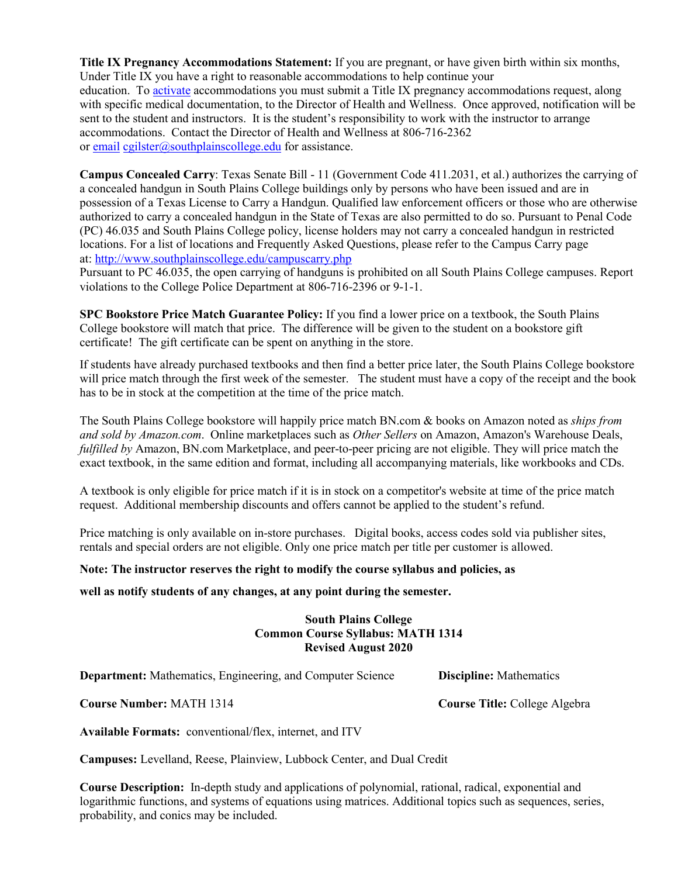**Title IX Pregnancy Accommodations Statement:** If you are pregnant, or have given birth within six months, Under Title IX you have a right to reasonable accommodations to help continue your education. To activate accommodations you must submit a Title IX pregnancy accommodations request, along with specific medical documentation, to the Director of Health and Wellness. Once approved, notification will be sent to the student and instructors. It is the student's responsibility to work with the instructor to arrange accommodations. Contact the Director of Health and Wellness at 806-716-2362 or email cgilster@southplainscollege.edu for assistance.

**Campus Concealed Carry**: Texas Senate Bill - 11 (Government Code 411.2031, et al.) authorizes the carrying of a concealed handgun in South Plains College buildings only by persons who have been issued and are in possession of a Texas License to Carry a Handgun. Qualified law enforcement officers or those who are otherwise authorized to carry a concealed handgun in the State of Texas are also permitted to do so. Pursuant to Penal Code (PC) 46.035 and South Plains College policy, license holders may not carry a concealed handgun in restricted locations. For a list of locations and Frequently Asked Questions, please refer to the Campus Carry page at: http://www.southplainscollege.edu/campuscarry.php

Pursuant to PC 46.035, the open carrying of handguns is prohibited on all South Plains College campuses. Report violations to the College Police Department at 806-716-2396 or 9-1-1.

**SPC Bookstore Price Match Guarantee Policy:** If you find a lower price on a textbook, the South Plains College bookstore will match that price. The difference will be given to the student on a bookstore gift certificate! The gift certificate can be spent on anything in the store.

If students have already purchased textbooks and then find a better price later, the South Plains College bookstore will price match through the first week of the semester. The student must have a copy of the receipt and the book has to be in stock at the competition at the time of the price match.

The South Plains College bookstore will happily price match BN.com & books on Amazon noted as *ships from and sold by Amazon.com*. Online marketplaces such as *Other Sellers* on Amazon, Amazon's Warehouse Deals, *fulfilled by* Amazon, BN.com Marketplace, and peer-to-peer pricing are not eligible. They will price match the exact textbook, in the same edition and format, including all accompanying materials, like workbooks and CDs.

A textbook is only eligible for price match if it is in stock on a competitor's website at time of the price match request. Additional membership discounts and offers cannot be applied to the student's refund.

Price matching is only available on in-store purchases. Digital books, access codes sold via publisher sites, rentals and special orders are not eligible. Only one price match per title per customer is allowed.

**Note: The instructor reserves the right to modify the course syllabus and policies, as well as notify students of any changes, at any point during the semester.**

## South Plains College
## Common Course Syllabus: MATH 1314
## Revised August 2020

**Department:** Mathematics, Engineering, and Computer Science

**Discipline:** Mathematics

**Course Number:** MATH 1314

**Course Title:** College Algebra

**Available Formats:** conventional/flex, internet, and ITV

**Campuses:** Levelland, Reese, Plainview, Lubbock Center, and Dual Credit

**Course Description:** In-depth study and applications of polynomial, rational, radical, exponential and logarithmic functions, and systems of equations using matrices. Additional topics such as sequences, series, probability, and conics may be included.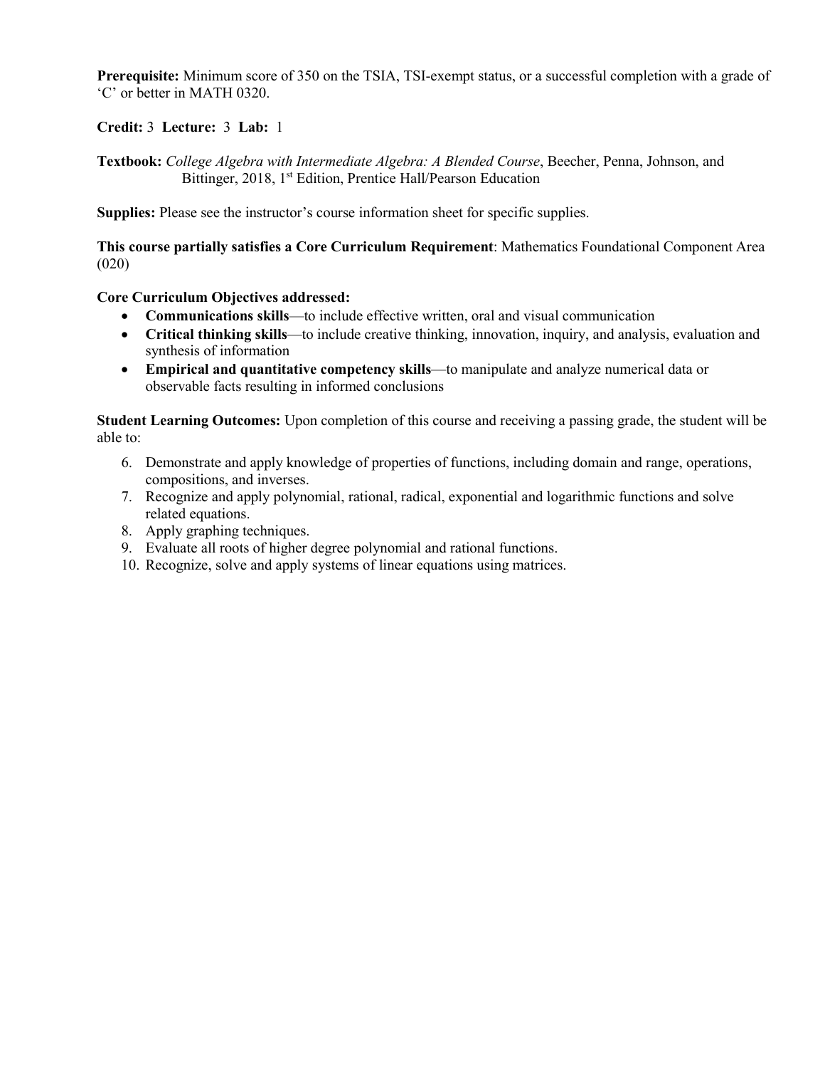**Prerequisite:** Minimum score of 350 on the TSIA, TSI-exempt status, or a successful completion with a grade of 'C' or better in MATH 0320.

**Credit:** 3 **Lecture:** 3 **Lab:** 1

**Textbook:** *College Algebra with Intermediate Algebra: A Blended Course*, Beecher, Penna, Johnson, and Bittinger, 2018, 1st Edition, Prentice Hall/Pearson Education

**Supplies:** Please see the instructor's course information sheet for specific supplies.

**This course partially satisfies a Core Curriculum Requirement**: Mathematics Foundational Component Area (020)

**Core Curriculum Objectives addressed:**

- **Communications skills**—to include effective written, oral and visual communication
- **Critical thinking skills**—to include creative thinking, innovation, inquiry, and analysis, evaluation and synthesis of information
- **Empirical and quantitative competency skills**—to manipulate and analyze numerical data or observable facts resulting in informed conclusions

**Student Learning Outcomes:** Upon completion of this course and receiving a passing grade, the student will be able to:

6. Demonstrate and apply knowledge of properties of functions, including domain and range, operations, compositions, and inverses.
7. Recognize and apply polynomial, rational, radical, exponential and logarithmic functions and solve related equations.
8. Apply graphing techniques.
9. Evaluate all roots of higher degree polynomial and rational functions.
10. Recognize, solve and apply systems of linear equations using matrices.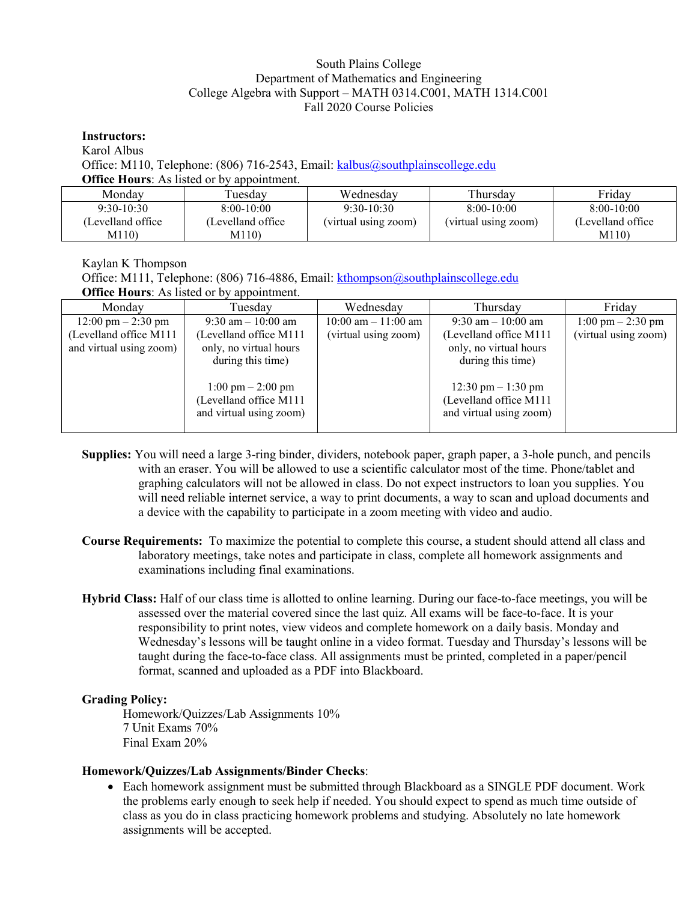South Plains College
Department of Mathematics and Engineering
College Algebra with Support – MATH 0314.C001, MATH 1314.C001
Fall 2020 Course Policies

**Instructors:**
Karol Albus
Office: M110, Telephone: (806) 716-2543, Email: kalbus@southplainscollege.edu
**Office Hours**: As listed or by appointment.

| Monday | Tuesday | Wednesday | Thursday | Friday |
|---|---|---|---|---|
| 9:30-10:30 (Levelland office M110) | 8:00-10:00 (Levelland office M110) | 9:30-10:30 (virtual using zoom) | 8:00-10:00 (virtual using zoom) | 8:00-10:00 (Levelland office M110) |

Kaylan K Thompson
Office: M111, Telephone: (806) 716-4886, Email: kthompson@southplainscollege.edu
**Office Hours**: As listed or by appointment.

| Monday | Tuesday | Wednesday | Thursday | Friday |
|---|---|---|---|---|
| 12:00 pm – 2:30 pm (Levelland office M111 and virtual using zoom) | 9:30 am – 10:00 am (Levelland office M111 only, no virtual hours during this time)<br><br>1:00 pm – 2:00 pm (Levelland office M111 and virtual using zoom) | 10:00 am – 11:00 am (virtual using zoom) | 9:30 am – 10:00 am (Levelland office M111 only, no virtual hours during this time)<br><br>12:30 pm – 1:30 pm (Levelland office M111 and virtual using zoom) | 1:00 pm – 2:30 pm (virtual using zoom) |

**Supplies:** You will need a large 3-ring binder, dividers, notebook paper, graph paper, a 3-hole punch, and pencils with an eraser. You will be allowed to use a scientific calculator most of the time. Phone/tablet and graphing calculators will not be allowed in class. Do not expect instructors to loan you supplies. You will need reliable internet service, a way to print documents, a way to scan and upload documents and a device with the capability to participate in a zoom meeting with video and audio.

**Course Requirements:** To maximize the potential to complete this course, a student should attend all class and laboratory meetings, take notes and participate in class, complete all homework assignments and examinations including final examinations.

**Hybrid Class:** Half of our class time is allotted to online learning. During our face-to-face meetings, you will be assessed over the material covered since the last quiz. All exams will be face-to-face. It is your responsibility to print notes, view videos and complete homework on a daily basis. Monday and Wednesday's lessons will be taught online in a video format. Tuesday and Thursday's lessons will be taught during the face-to-face class. All assignments must be printed, completed in a paper/pencil format, scanned and uploaded as a PDF into Blackboard.

**Grading Policy:**

Homework/Quizzes/Lab Assignments 10%
7 Unit Exams 70%
Final Exam 20%

**Homework/Quizzes/Lab Assignments/Binder Checks**:

- Each homework assignment must be submitted through Blackboard as a SINGLE PDF document. Work the problems early enough to seek help if needed. You should expect to spend as much time outside of class as you do in class practicing homework problems and studying. Absolutely no late homework assignments will be accepted.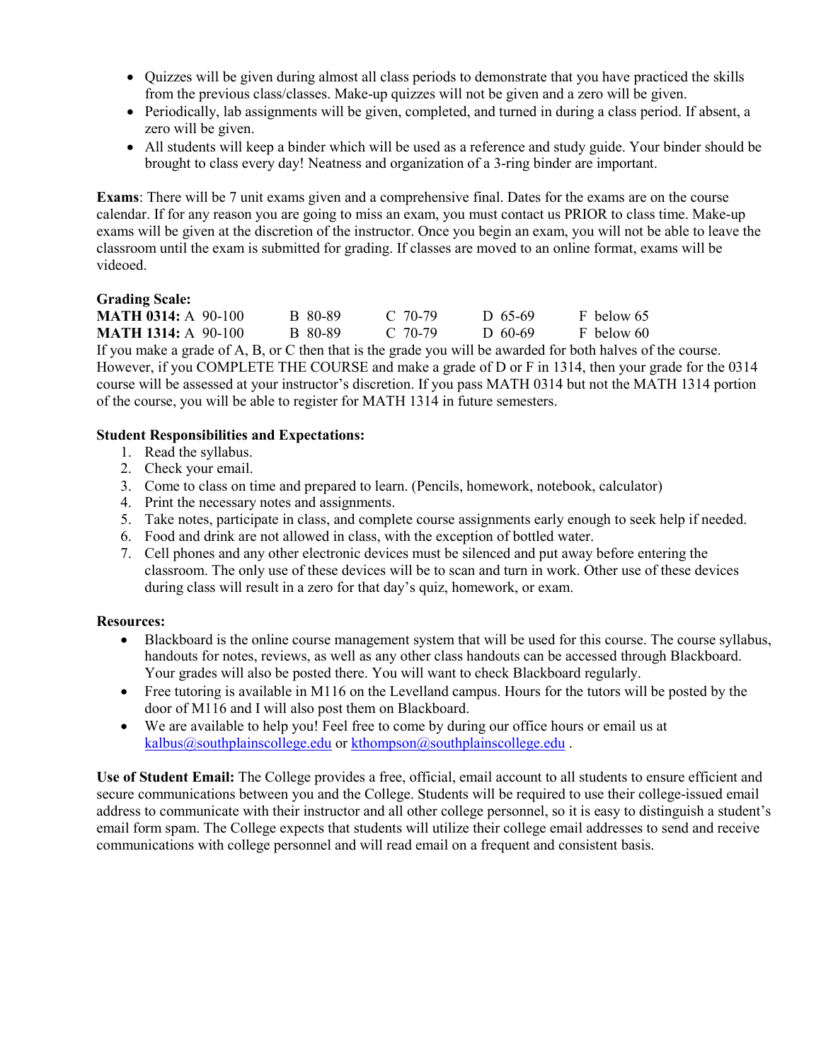- Quizzes will be given during almost all class periods to demonstrate that you have practiced the skills from the previous class/classes. Make-up quizzes will not be given and a zero will be given.
- Periodically, lab assignments will be given, completed, and turned in during a class period. If absent, a zero will be given.
- All students will keep a binder which will be used as a reference and study guide. Your binder should be brought to class every day! Neatness and organization of a 3-ring binder are important.

**Exams**: There will be 7 unit exams given and a comprehensive final. Dates for the exams are on the course calendar. If for any reason you are going to miss an exam, you must contact us PRIOR to class time. Make-up exams will be given at the discretion of the instructor. Once you begin an exam, you will not be able to leave the classroom until the exam is submitted for grading. If classes are moved to an online format, exams will be videoed.

**Grading Scale:**

| | | | | | |
|---|---|---|---|---|---|
| **MATH 0314:** | A 90-100 | B 80-89 | C 70-79 | D 65-69 | F below 65 |
| **MATH 1314:** | A 90-100 | B 80-89 | C 70-79 | D 60-69 | F below 60 |

If you make a grade of A, B, or C then that is the grade you will be awarded for both halves of the course. However, if you COMPLETE THE COURSE and make a grade of D or F in 1314, then your grade for the 0314 course will be assessed at your instructor's discretion. If you pass MATH 0314 but not the MATH 1314 portion of the course, you will be able to register for MATH 1314 in future semesters.

**Student Responsibilities and Expectations:**

1. Read the syllabus.
2. Check your email.
3. Come to class on time and prepared to learn. (Pencils, homework, notebook, calculator)
4. Print the necessary notes and assignments.
5. Take notes, participate in class, and complete course assignments early enough to seek help if needed.
6. Food and drink are not allowed in class, with the exception of bottled water.
7. Cell phones and any other electronic devices must be silenced and put away before entering the classroom. The only use of these devices will be to scan and turn in work. Other use of these devices during class will result in a zero for that day's quiz, homework, or exam.

**Resources:**

- Blackboard is the online course management system that will be used for this course. The course syllabus, handouts for notes, reviews, as well as any other class handouts can be accessed through Blackboard. Your grades will also be posted there. You will want to check Blackboard regularly.
- Free tutoring is available in M116 on the Levelland campus. Hours for the tutors will be posted by the door of M116 and I will also post them on Blackboard.
- We are available to help you! Feel free to come by during our office hours or email us at kalbus@southplainscollege.edu or kthompson@southplainscollege.edu .

**Use of Student Email:** The College provides a free, official, email account to all students to ensure efficient and secure communications between you and the College. Students will be required to use their college-issued email address to communicate with their instructor and all other college personnel, so it is easy to distinguish a student's email form spam. The College expects that students will utilize their college email addresses to send and receive communications with college personnel and will read email on a frequent and consistent basis.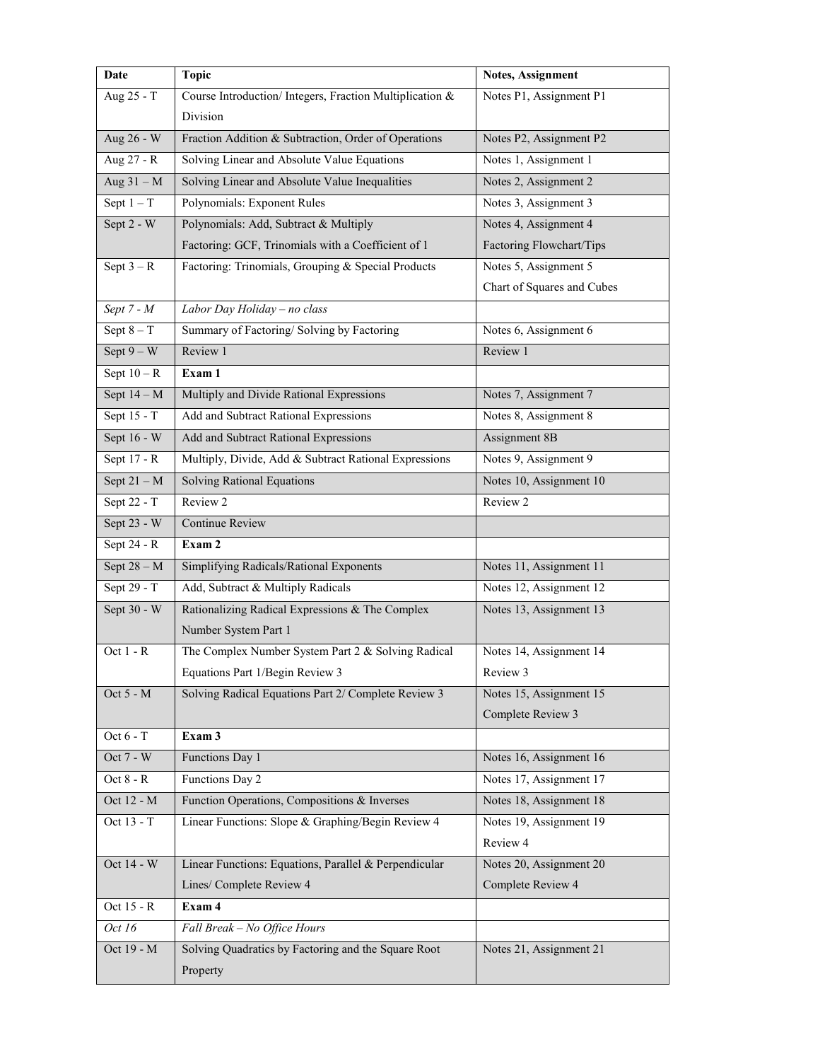| Date | Topic | Notes, Assignment |
|---|---|---|
| Aug 25 - T | Course Introduction/ Integers, Fraction Multiplication & Division | Notes P1, Assignment P1 |
| Aug 26 - W | Fraction Addition & Subtraction, Order of Operations | Notes P2, Assignment P2 |
| Aug 27 - R | Solving Linear and Absolute Value Equations | Notes 1, Assignment 1 |
| Aug 31 – M | Solving Linear and Absolute Value Inequalities | Notes 2, Assignment 2 |
| Sept 1 – T | Polynomials: Exponent Rules | Notes 3, Assignment 3 |
| Sept 2 - W | Polynomials: Add, Subtract & Multiply<br>Factoring: GCF, Trinomials with a Coefficient of 1 | Notes 4, Assignment 4<br>Factoring Flowchart/Tips |
| Sept 3 – R | Factoring: Trinomials, Grouping & Special Products | Notes 5, Assignment 5<br>Chart of Squares and Cubes |
| *Sept 7 - M* | *Labor Day Holiday – no class* | |
| Sept 8 – T | Summary of Factoring/ Solving by Factoring | Notes 6, Assignment 6 |
| Sept 9 – W | Review 1 | Review 1 |
| Sept 10 – R | **Exam 1** | |
| Sept 14 – M | Multiply and Divide Rational Expressions | Notes 7, Assignment 7 |
| Sept 15 - T | Add and Subtract Rational Expressions | Notes 8, Assignment 8 |
| Sept 16 - W | Add and Subtract Rational Expressions | Assignment 8B |
| Sept 17 - R | Multiply, Divide, Add & Subtract Rational Expressions | Notes 9, Assignment 9 |
| Sept 21 – M | Solving Rational Equations | Notes 10, Assignment 10 |
| Sept 22 - T | Review 2 | Review 2 |
| Sept 23 - W | Continue Review | |
| Sept 24 - R | **Exam 2** | |
| Sept 28 – M | Simplifying Radicals/Rational Exponents | Notes 11, Assignment 11 |
| Sept 29 - T | Add, Subtract & Multiply Radicals | Notes 12, Assignment 12 |
| Sept 30 - W | Rationalizing Radical Expressions & The Complex Number System Part 1 | Notes 13, Assignment 13 |
| Oct 1 - R | The Complex Number System Part 2 & Solving Radical Equations Part 1/Begin Review 3 | Notes 14, Assignment 14<br>Review 3 |
| Oct 5 - M | Solving Radical Equations Part 2/ Complete Review 3 | Notes 15, Assignment 15<br>Complete Review 3 |
| Oct 6 - T | **Exam 3** | |
| Oct 7 - W | Functions Day 1 | Notes 16, Assignment 16 |
| Oct 8 - R | Functions Day 2 | Notes 17, Assignment 17 |
| Oct 12 - M | Function Operations, Compositions & Inverses | Notes 18, Assignment 18 |
| Oct 13 - T | Linear Functions: Slope & Graphing/Begin Review 4 | Notes 19, Assignment 19<br>Review 4 |
| Oct 14 - W | Linear Functions: Equations, Parallel & Perpendicular Lines/ Complete Review 4 | Notes 20, Assignment 20<br>Complete Review 4 |
| Oct 15 - R | **Exam 4** | |
| *Oct 16* | *Fall Break – No Office Hours* | |
| Oct 19 - M | Solving Quadratics by Factoring and the Square Root Property | Notes 21, Assignment 21 |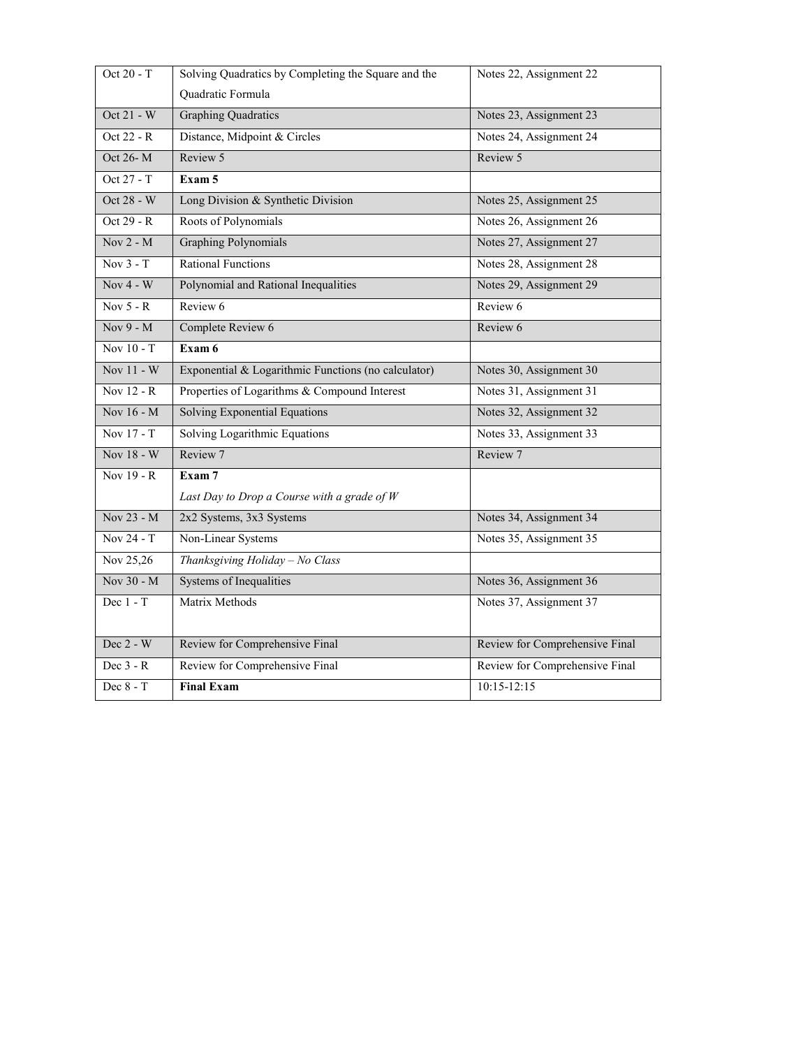| | | |
|---|---|---|
| Oct 20 - T | Solving Quadratics by Completing the Square and the Quadratic Formula | Notes 22, Assignment 22 |
| Oct 21 - W | Graphing Quadratics | Notes 23, Assignment 23 |
| Oct 22 - R | Distance, Midpoint & Circles | Notes 24, Assignment 24 |
| Oct 26- M | Review 5 | Review 5 |
| Oct 27 - T | **Exam 5** | |
| Oct 28 - W | Long Division & Synthetic Division | Notes 25, Assignment 25 |
| Oct 29 - R | Roots of Polynomials | Notes 26, Assignment 26 |
| Nov 2 - M | Graphing Polynomials | Notes 27, Assignment 27 |
| Nov 3 - T | Rational Functions | Notes 28, Assignment 28 |
| Nov 4 - W | Polynomial and Rational Inequalities | Notes 29, Assignment 29 |
| Nov 5 - R | Review 6 | Review 6 |
| Nov 9 - M | Complete Review 6 | Review 6 |
| Nov 10 - T | **Exam 6** | |
| Nov 11 - W | Exponential & Logarithmic Functions (no calculator) | Notes 30, Assignment 30 |
| Nov 12 - R | Properties of Logarithms & Compound Interest | Notes 31, Assignment 31 |
| Nov 16 - M | Solving Exponential Equations | Notes 32, Assignment 32 |
| Nov 17 - T | Solving Logarithmic Equations | Notes 33, Assignment 33 |
| Nov 18 - W | Review 7 | Review 7 |
| Nov 19 - R | **Exam 7** *Last Day to Drop a Course with a grade of W* | |
| Nov 23 - M | 2x2 Systems, 3x3 Systems | Notes 34, Assignment 34 |
| Nov 24 - T | Non-Linear Systems | Notes 35, Assignment 35 |
| Nov 25,26 | *Thanksgiving Holiday – No Class* | |
| Nov 30 - M | Systems of Inequalities | Notes 36, Assignment 36 |
| Dec 1 - T | Matrix Methods | Notes 37, Assignment 37 |
| Dec 2 - W | Review for Comprehensive Final | Review for Comprehensive Final |
| Dec 3 - R | Review for Comprehensive Final | Review for Comprehensive Final |
| Dec 8 - T | **Final Exam** | 10:15-12:15 |